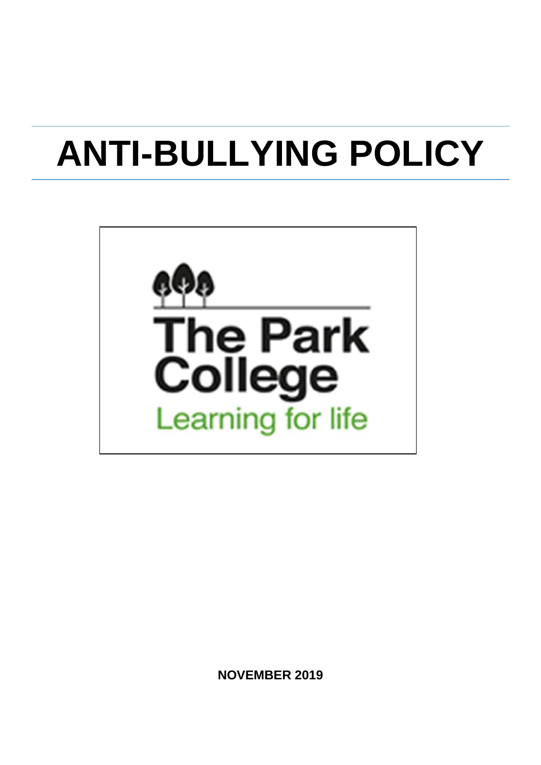# ANTI-BULLYING POLICY

The Park College

Learning for life

**NOVEMBER 2019**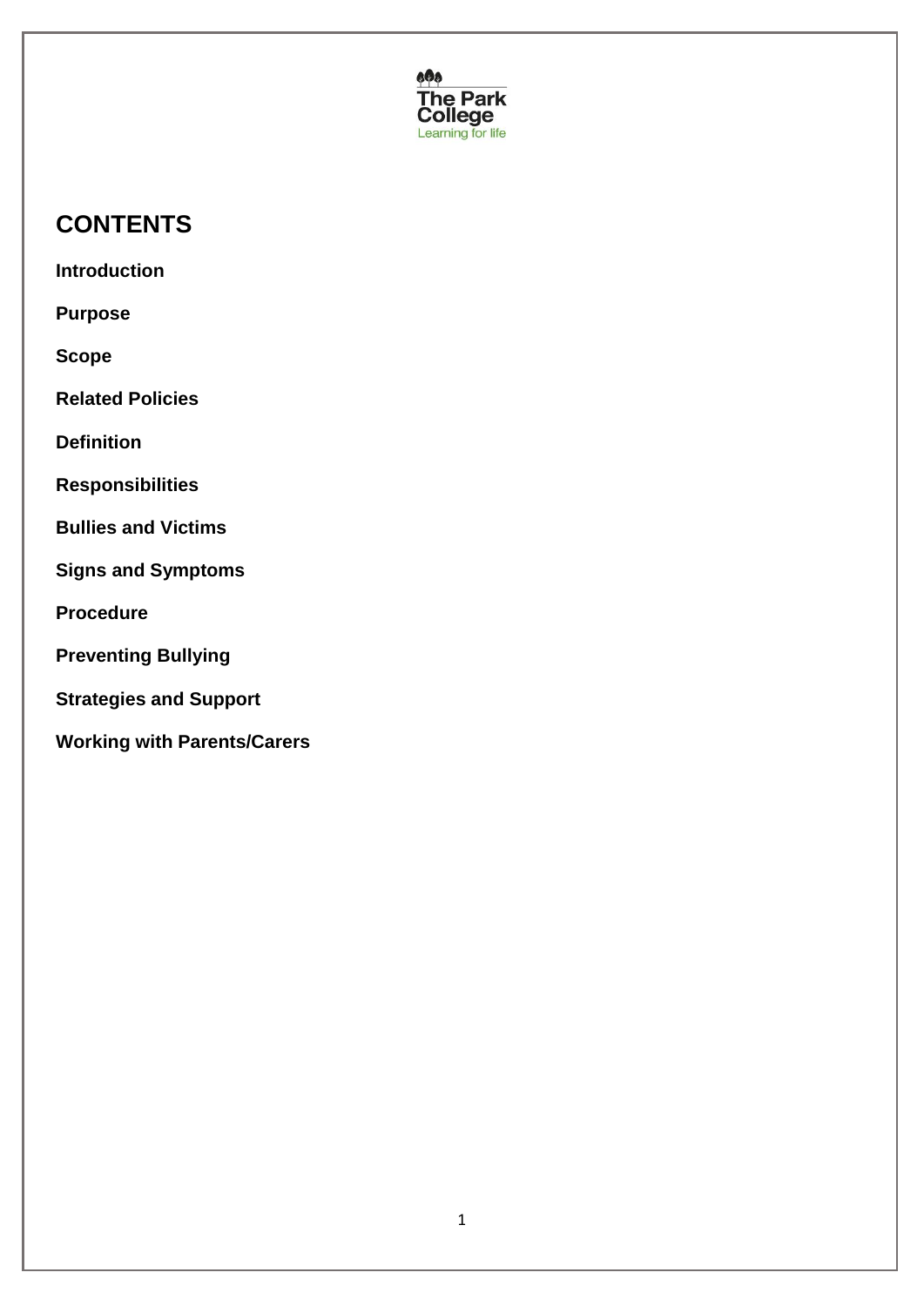The Park College
Learning for life

## CONTENTS

**Introduction**

**Purpose**

**Scope**

**Related Policies**

**Definition**

**Responsibilities**

**Bullies and Victims**

**Signs and Symptoms**

**Procedure**

**Preventing Bullying**

**Strategies and Support**

**Working with Parents/Carers**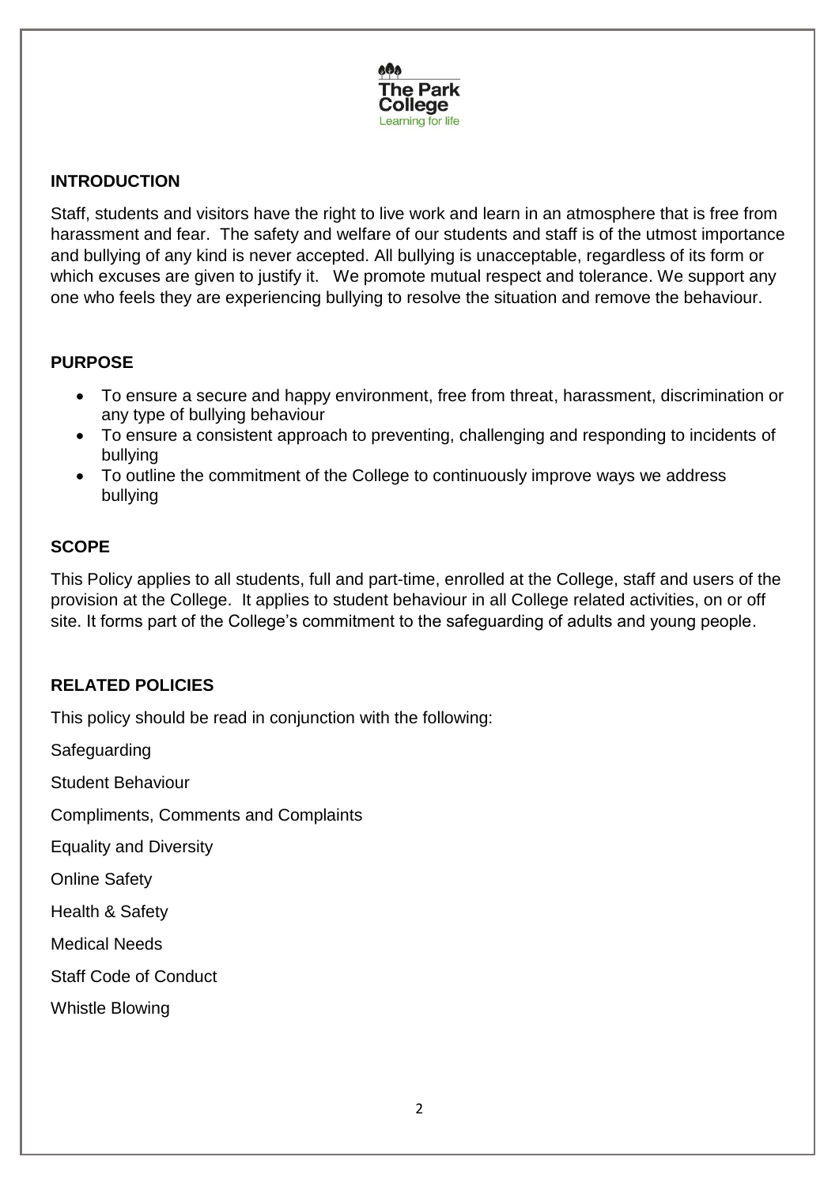## INTRODUCTION

Staff, students and visitors have the right to live work and learn in an atmosphere that is free from harassment and fear. The safety and welfare of our students and staff is of the utmost importance and bullying of any kind is never accepted. All bullying is unacceptable, regardless of its form or which excuses are given to justify it. We promote mutual respect and tolerance. We support any one who feels they are experiencing bullying to resolve the situation and remove the behaviour.

## PURPOSE

- To ensure a secure and happy environment, free from threat, harassment, discrimination or any type of bullying behaviour
- To ensure a consistent approach to preventing, challenging and responding to incidents of bullying
- To outline the commitment of the College to continuously improve ways we address bullying

## SCOPE

This Policy applies to all students, full and part-time, enrolled at the College, staff and users of the provision at the College. It applies to student behaviour in all College related activities, on or off site. It forms part of the College's commitment to the safeguarding of adults and young people.

## RELATED POLICIES

This policy should be read in conjunction with the following:

Safeguarding

Student Behaviour

Compliments, Comments and Complaints

Equality and Diversity

Online Safety

Health & Safety

Medical Needs

Staff Code of Conduct

Whistle Blowing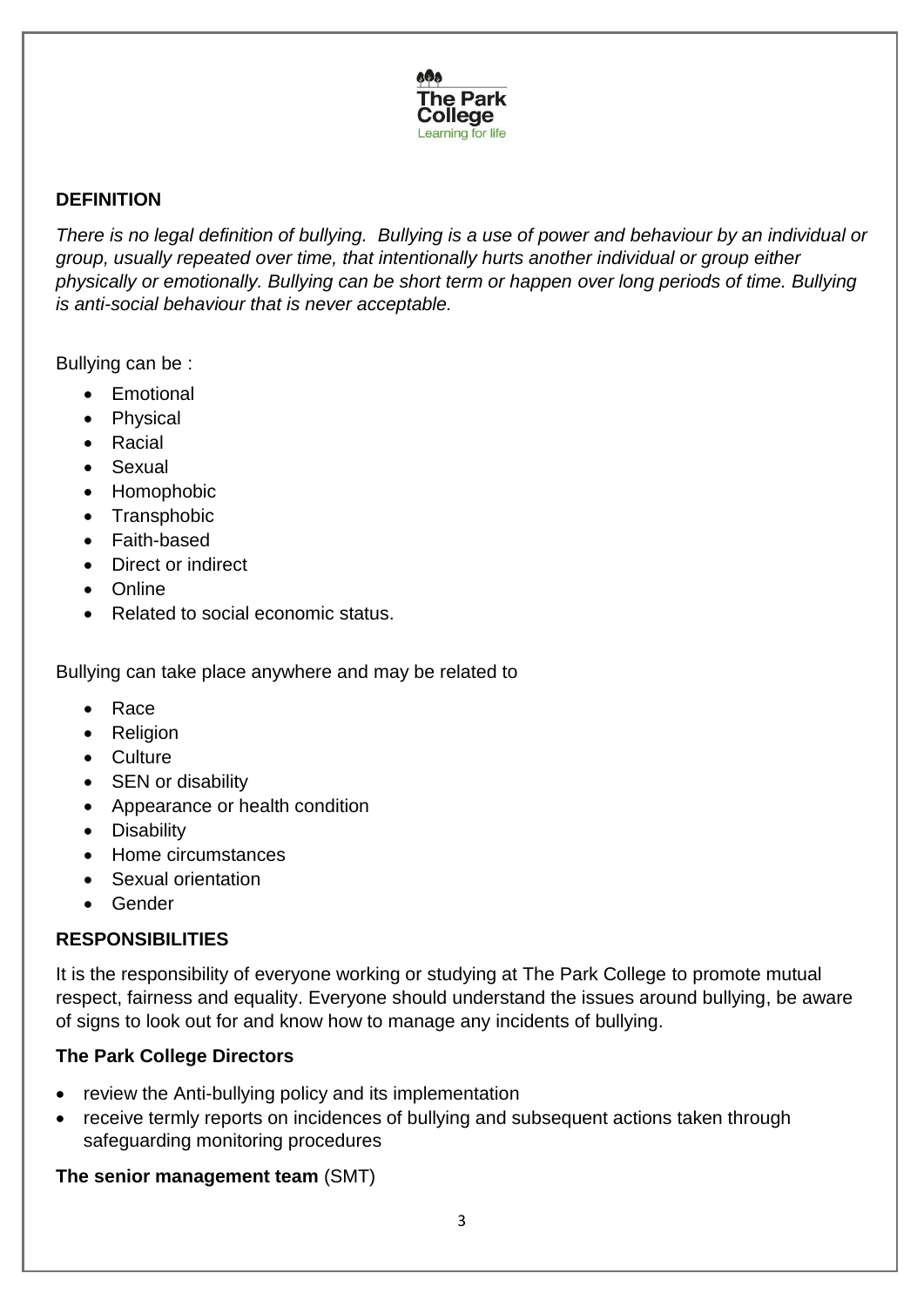## DEFINITION

*There is no legal definition of bullying. Bullying is a use of power and behaviour by an individual or group, usually repeated over time, that intentionally hurts another individual or group either physically or emotionally. Bullying can be short term or happen over long periods of time. Bullying is anti-social behaviour that is never acceptable.*

Bullying can be :

- Emotional
- Physical
- Racial
- Sexual
- Homophobic
- Transphobic
- Faith-based
- Direct or indirect
- Online
- Related to social economic status.

Bullying can take place anywhere and may be related to

- Race
- Religion
- Culture
- SEN or disability
- Appearance or health condition
- Disability
- Home circumstances
- Sexual orientation
- Gender

## RESPONSIBILITIES

It is the responsibility of everyone working or studying at The Park College to promote mutual respect, fairness and equality. Everyone should understand the issues around bullying, be aware of signs to look out for and know how to manage any incidents of bullying.

### The Park College Directors

- review the Anti-bullying policy and its implementation
- receive termly reports on incidences of bullying and subsequent actions taken through safeguarding monitoring procedures

### The senior management team (SMT)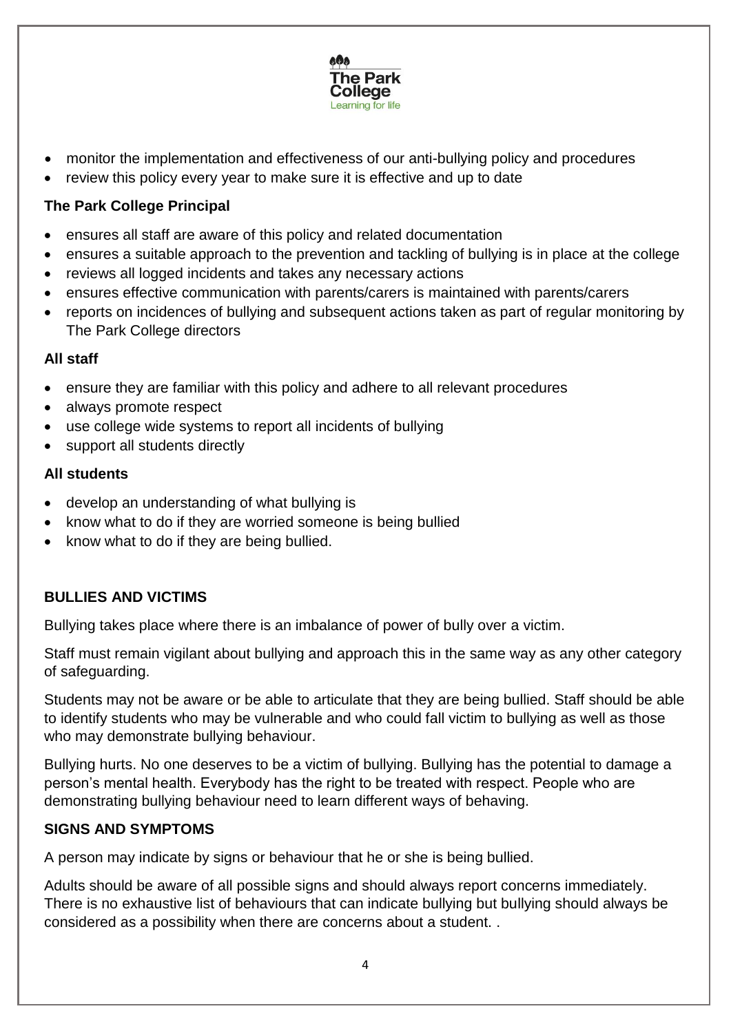- monitor the implementation and effectiveness of our anti-bullying policy and procedures
- review this policy every year to make sure it is effective and up to date

**The Park College Principal**

- ensures all staff are aware of this policy and related documentation
- ensures a suitable approach to the prevention and tackling of bullying is in place at the college
- reviews all logged incidents and takes any necessary actions
- ensures effective communication with parents/carers is maintained with parents/carers
- reports on incidences of bullying and subsequent actions taken as part of regular monitoring by The Park College directors

**All staff**

- ensure they are familiar with this policy and adhere to all relevant procedures
- always promote respect
- use college wide systems to report all incidents of bullying
- support all students directly

**All students**

- develop an understanding of what bullying is
- know what to do if they are worried someone is being bullied
- know what to do if they are being bullied.

**BULLIES AND VICTIMS**

Bullying takes place where there is an imbalance of power of bully over a victim.

Staff must remain vigilant about bullying and approach this in the same way as any other category of safeguarding.

Students may not be aware or be able to articulate that they are being bullied. Staff should be able to identify students who may be vulnerable and who could fall victim to bullying as well as those who may demonstrate bullying behaviour.

Bullying hurts. No one deserves to be a victim of bullying. Bullying has the potential to damage a person's mental health. Everybody has the right to be treated with respect. People who are demonstrating bullying behaviour need to learn different ways of behaving.

**SIGNS AND SYMPTOMS**

A person may indicate by signs or behaviour that he or she is being bullied.

Adults should be aware of all possible signs and should always report concerns immediately. There is no exhaustive list of behaviours that can indicate bullying but bullying should always be considered as a possibility when there are concerns about a student. .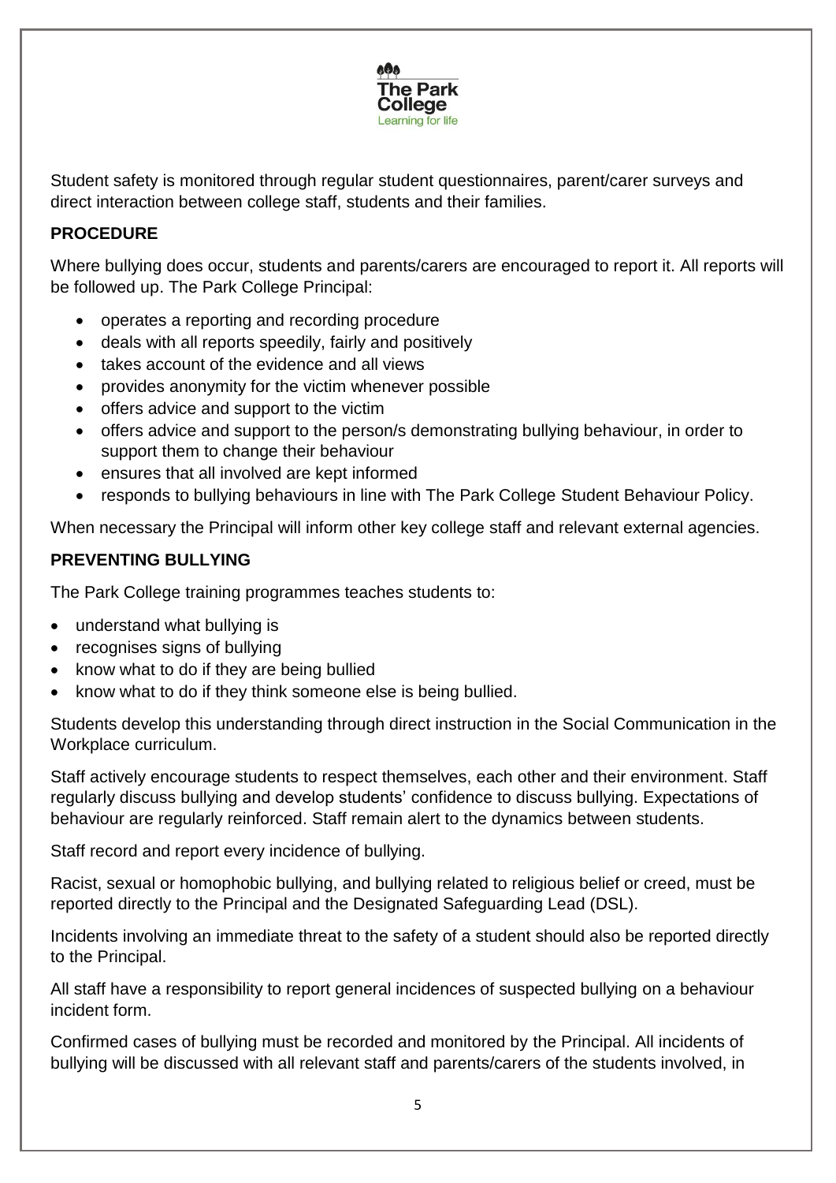Student safety is monitored through regular student questionnaires, parent/carer surveys and direct interaction between college staff, students and their families.

## PROCEDURE

Where bullying does occur, students and parents/carers are encouraged to report it. All reports will be followed up. The Park College Principal:

- operates a reporting and recording procedure
- deals with all reports speedily, fairly and positively
- takes account of the evidence and all views
- provides anonymity for the victim whenever possible
- offers advice and support to the victim
- offers advice and support to the person/s demonstrating bullying behaviour, in order to support them to change their behaviour
- ensures that all involved are kept informed
- responds to bullying behaviours in line with The Park College Student Behaviour Policy.

When necessary the Principal will inform other key college staff and relevant external agencies.

## PREVENTING BULLYING

The Park College training programmes teaches students to:

- understand what bullying is
- recognises signs of bullying
- know what to do if they are being bullied
- know what to do if they think someone else is being bullied.

Students develop this understanding through direct instruction in the Social Communication in the Workplace curriculum.

Staff actively encourage students to respect themselves, each other and their environment. Staff regularly discuss bullying and develop students' confidence to discuss bullying. Expectations of behaviour are regularly reinforced. Staff remain alert to the dynamics between students.

Staff record and report every incidence of bullying.

Racist, sexual or homophobic bullying, and bullying related to religious belief or creed, must be reported directly to the Principal and the Designated Safeguarding Lead (DSL).

Incidents involving an immediate threat to the safety of a student should also be reported directly to the Principal.

All staff have a responsibility to report general incidences of suspected bullying on a behaviour incident form.

Confirmed cases of bullying must be recorded and monitored by the Principal. All incidents of bullying will be discussed with all relevant staff and parents/carers of the students involved, in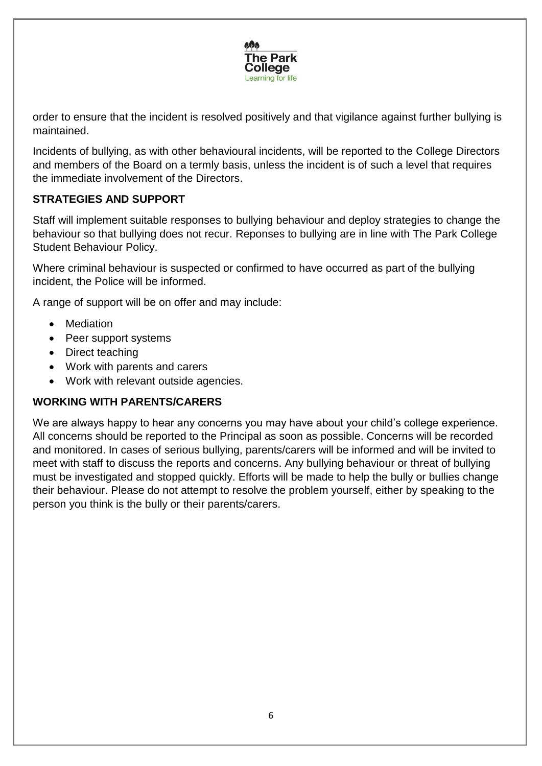order to ensure that the incident is resolved positively and that vigilance against further bullying is maintained.

Incidents of bullying, as with other behavioural incidents, will be reported to the College Directors and members of the Board on a termly basis, unless the incident is of such a level that requires the immediate involvement of the Directors.

**STRATEGIES AND SUPPORT**

Staff will implement suitable responses to bullying behaviour and deploy strategies to change the behaviour so that bullying does not recur. Reponses to bullying are in line with The Park College Student Behaviour Policy.

Where criminal behaviour is suspected or confirmed to have occurred as part of the bullying incident, the Police will be informed.

A range of support will be on offer and may include:

- Mediation
- Peer support systems
- Direct teaching
- Work with parents and carers
- Work with relevant outside agencies.

**WORKING WITH PARENTS/CARERS**

We are always happy to hear any concerns you may have about your child's college experience. All concerns should be reported to the Principal as soon as possible. Concerns will be recorded and monitored. In cases of serious bullying, parents/carers will be informed and will be invited to meet with staff to discuss the reports and concerns. Any bullying behaviour or threat of bullying must be investigated and stopped quickly. Efforts will be made to help the bully or bullies change their behaviour. Please do not attempt to resolve the problem yourself, either by speaking to the person you think is the bully or their parents/carers.